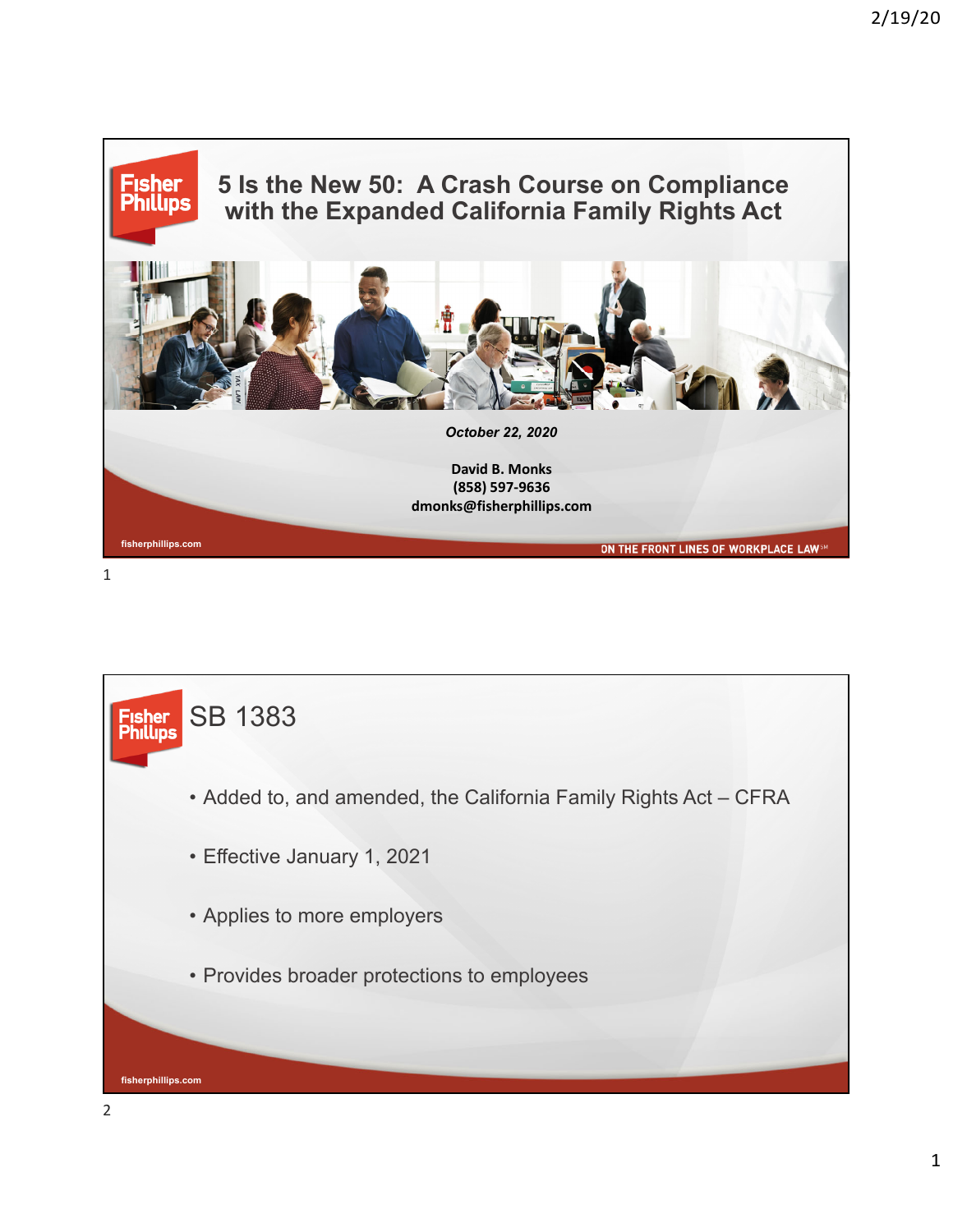# 5 Is the New 50: A Crash Course on Compliance with the Expanded California Family Rights Act

*October 22, 2020*

**David B. Monks**
**(858) 597-9636**
**dmonks@fisherphillips.com**

fisherphillips.com

ON THE FRONT LINES OF WORKPLACE LAW℠

## SB 1383

- Added to, and amended, the California Family Rights Act – CFRA
- Effective January 1, 2021
- Applies to more employers
- Provides broader protections to employees

fisherphillips.com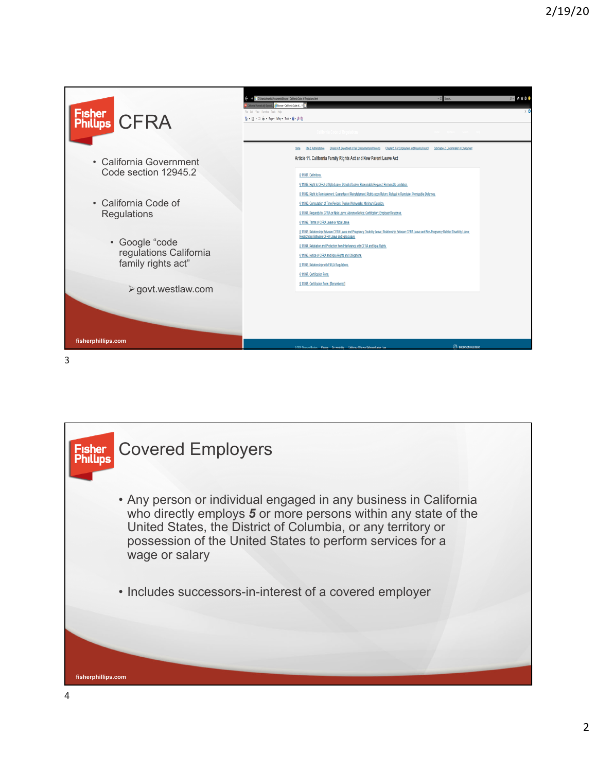## CFRA

- California Government Code section 12945.2
- California Code of Regulations
  - Google "code regulations California family rights act"
    - govt.westlaw.com

Article 11. California Family Rights Act and New Parent Leave Act

- § 11087. Definitions.
- § 11088. Right to CFRA or NPLA Leave; Denial of Leave; Reasonable Request; Permissible Limitation.
- § 11089. Right to Reinstatement; Guarantee of Reinstatement; Rights upon Return; Refusal to Reinstate; Permissible Defenses.
- § 11090. Computation of Time Periods; Twelve Workweeks; Minimum Duration.
- § 11091. Requests for CFRA or NPLA Leave; Advance Notice; Certification; Employer Response.
- § 11092. Terms of CFRA Leave or NPLA Leave.
- § 11093. Relationship Between CFRA Leave and Pregnancy Disability Leave; Relationship Between CFRA Leave and Non-Pregnancy Related Disability Leave; Relationship Between CFRA Leave and NPLA Leave.
- § 11094. Retaliation and Protection from Interference with CFRA and NPLA Rights.
- § 11095. Notice of CFRA and NPLA Rights and Obligations.
- § 11096. Relationship with FMLA Regulations.
- § 11097. Certification Form.
- § 11098. Certification Form. [Renumbered]

fisherphillips.com

## Covered Employers

- Any person or individual engaged in any business in California who directly employs ***5*** or more persons within any state of the United States, the District of Columbia, or any territory or possession of the United States to perform services for a wage or salary
- Includes successors-in-interest of a covered employer

fisherphillips.com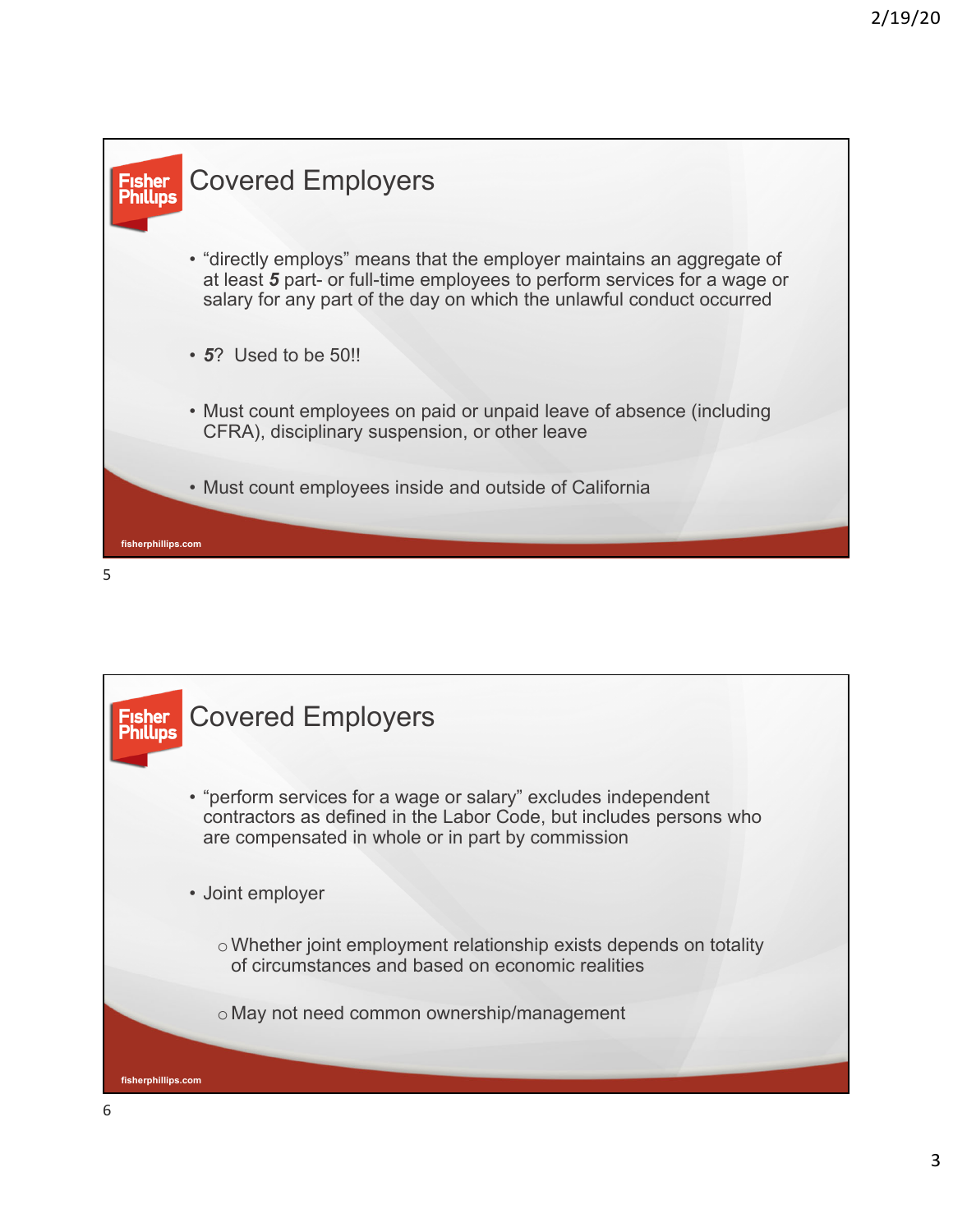## Covered Employers

- "directly employs" means that the employer maintains an aggregate of at least ***5*** part- or full-time employees to perform services for a wage or salary for any part of the day on which the unlawful conduct occurred
- ***5***? Used to be 50!!
- Must count employees on paid or unpaid leave of absence (including CFRA), disciplinary suspension, or other leave
- Must count employees inside and outside of California

## Covered Employers

- "perform services for a wage or salary" excludes independent contractors as defined in the Labor Code, but includes persons who are compensated in whole or in part by commission
- Joint employer
  - Whether joint employment relationship exists depends on totality of circumstances and based on economic realities
  - May not need common ownership/management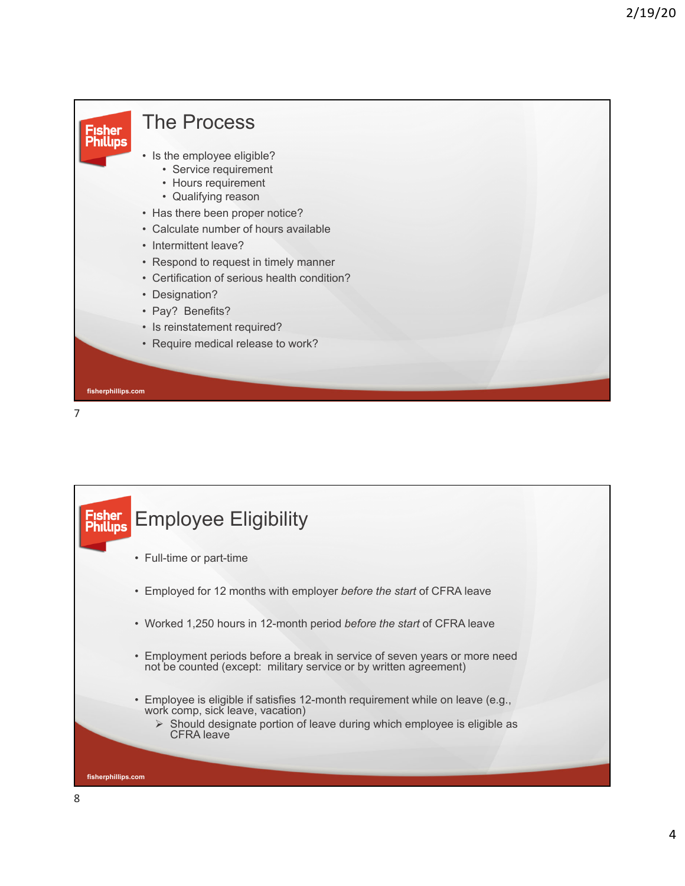## The Process

- Is the employee eligible?
  - Service requirement
  - Hours requirement
  - Qualifying reason
- Has there been proper notice?
- Calculate number of hours available
- Intermittent leave?
- Respond to request in timely manner
- Certification of serious health condition?
- Designation?
- Pay? Benefits?
- Is reinstatement required?
- Require medical release to work?

## Employee Eligibility

- Full-time or part-time
- Employed for 12 months with employer *before the start* of CFRA leave
- Worked 1,250 hours in 12-month period *before the start* of CFRA leave
- Employment periods before a break in service of seven years or more need not be counted (except: military service or by written agreement)
- Employee is eligible if satisfies 12-month requirement while on leave (e.g., work comp, sick leave, vacation)
  - ➢ Should designate portion of leave during which employee is eligible as CFRA leave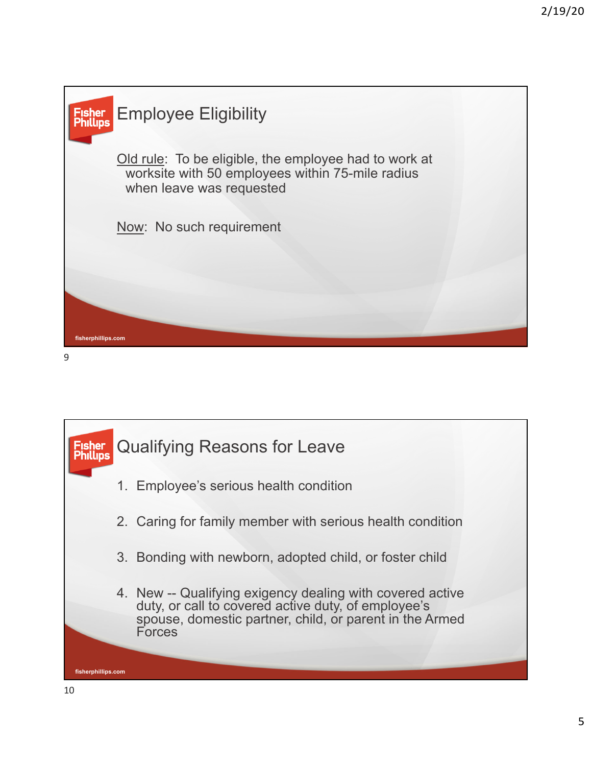## Employee Eligibility

Old rule: To be eligible, the employee had to work at worksite with 50 employees within 75-mile radius when leave was requested

Now: No such requirement

fisherphillips.com

## Qualifying Reasons for Leave

1. Employee's serious health condition
2. Caring for family member with serious health condition
3. Bonding with newborn, adopted child, or foster child
4. New -- Qualifying exigency dealing with covered active duty, or call to covered active duty, of employee's spouse, domestic partner, child, or parent in the Armed Forces

fisherphillips.com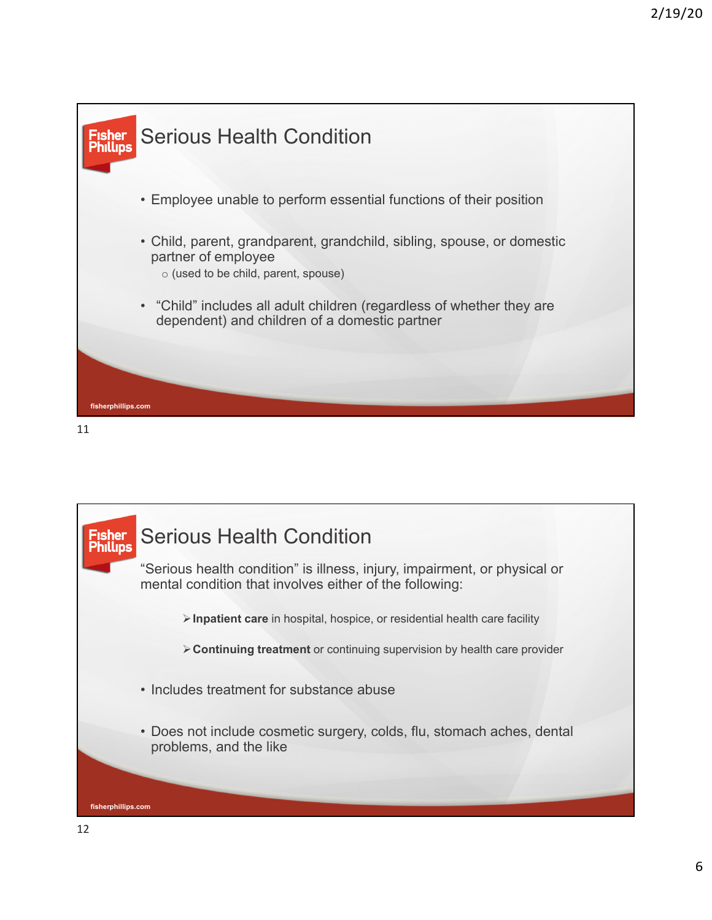## Serious Health Condition

- Employee unable to perform essential functions of their position
- Child, parent, grandparent, grandchild, sibling, spouse, or domestic partner of employee
  - (used to be child, parent, spouse)
- "Child" includes all adult children (regardless of whether they are dependent) and children of a domestic partner

## Serious Health Condition

"Serious health condition" is illness, injury, impairment, or physical or mental condition that involves either of the following:

- **Inpatient care** in hospital, hospice, or residential health care facility
- **Continuing treatment** or continuing supervision by health care provider

- Includes treatment for substance abuse
- Does not include cosmetic surgery, colds, flu, stomach aches, dental problems, and the like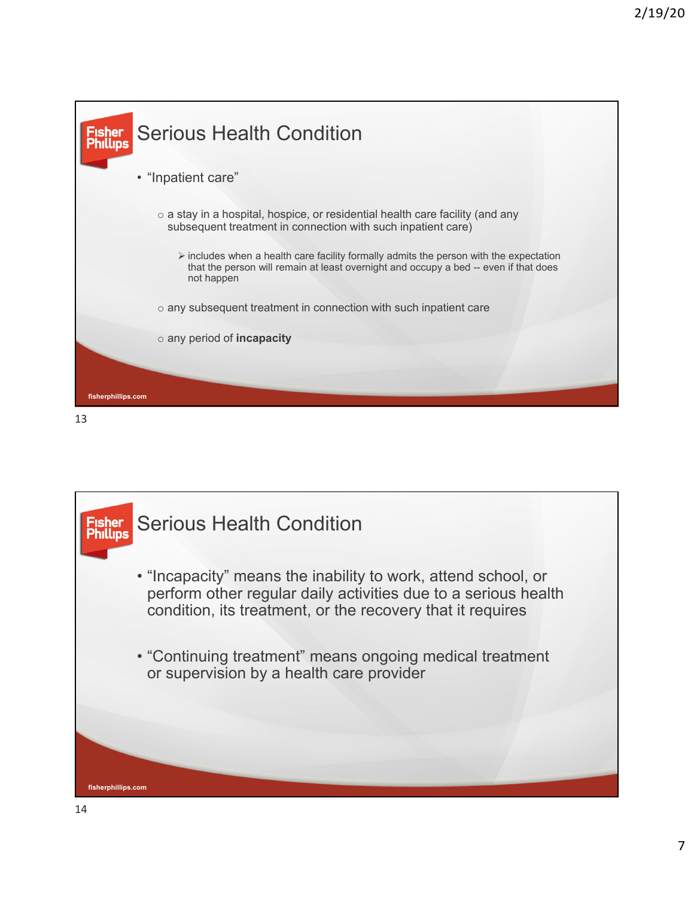## Serious Health Condition

- "Inpatient care"
  - a stay in a hospital, hospice, or residential health care facility (and any subsequent treatment in connection with such inpatient care)
    - includes when a health care facility formally admits the person with the expectation that the person will remain at least overnight and occupy a bed -- even if that does not happen
  - any subsequent treatment in connection with such inpatient care
  - any period of **incapacity**

fisherphillips.com

## Serious Health Condition

- "Incapacity" means the inability to work, attend school, or perform other regular daily activities due to a serious health condition, its treatment, or the recovery that it requires
- "Continuing treatment" means ongoing medical treatment or supervision by a health care provider

fisherphillips.com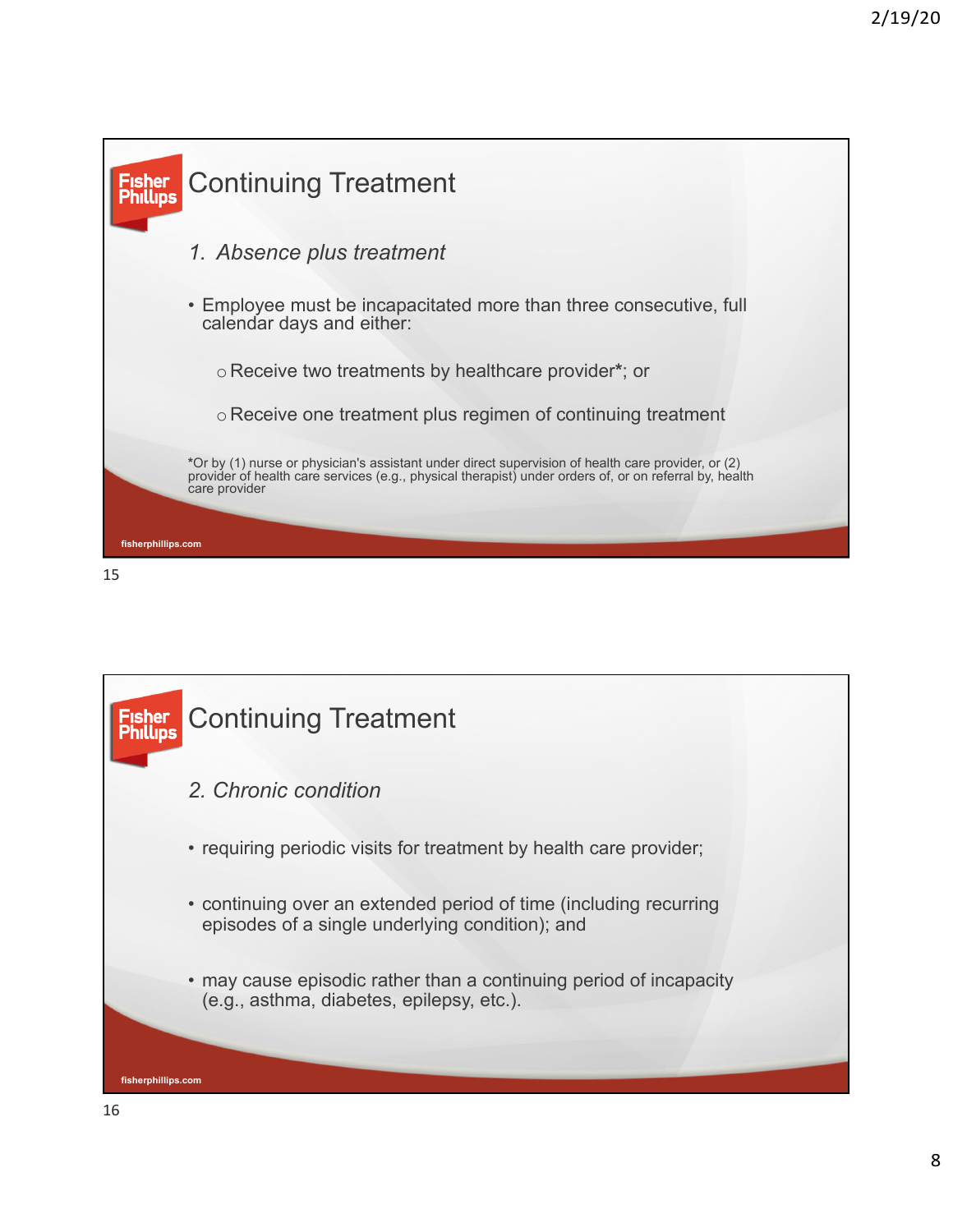## Continuing Treatment

*1. Absence plus treatment*

- Employee must be incapacitated more than three consecutive, full calendar days and either:
  - Receive two treatments by healthcare provider*; or
  - Receive one treatment plus regimen of continuing treatment

*Or by (1) nurse or physician's assistant under direct supervision of health care provider, or (2) provider of health care services (e.g., physical therapist) under orders of, or on referral by, health care provider

fisherphillips.com

## Continuing Treatment

*2. Chronic condition*

- requiring periodic visits for treatment by health care provider;
- continuing over an extended period of time (including recurring episodes of a single underlying condition); and
- may cause episodic rather than a continuing period of incapacity (e.g., asthma, diabetes, epilepsy, etc.).

fisherphillips.com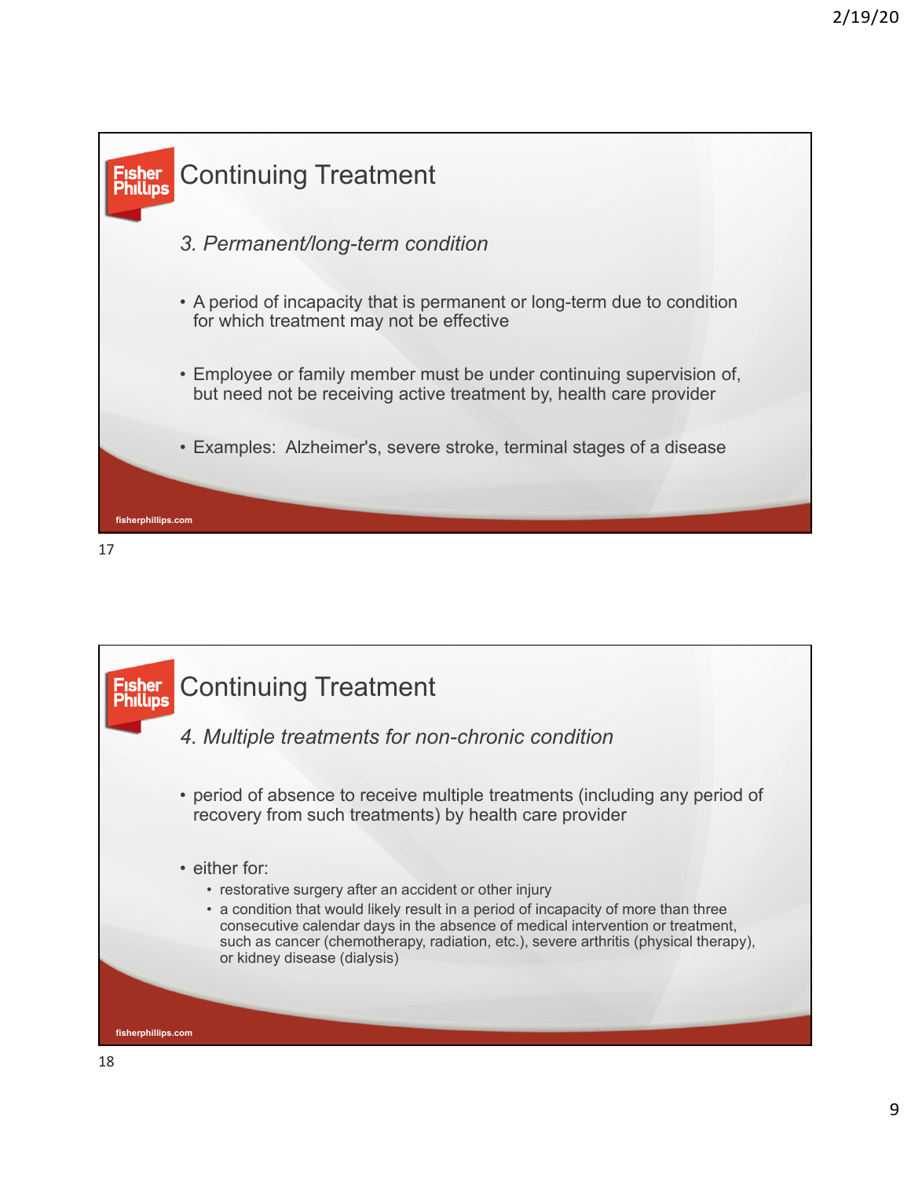## Continuing Treatment

*3. Permanent/long-term condition*

- A period of incapacity that is permanent or long-term due to condition for which treatment may not be effective
- Employee or family member must be under continuing supervision of, but need not be receiving active treatment by, health care provider
- Examples: Alzheimer's, severe stroke, terminal stages of a disease

fisherphillips.com

## Continuing Treatment

*4. Multiple treatments for non-chronic condition*

- period of absence to receive multiple treatments (including any period of recovery from such treatments) by health care provider
- either for:
  - restorative surgery after an accident or other injury
  - a condition that would likely result in a period of incapacity of more than three consecutive calendar days in the absence of medical intervention or treatment, such as cancer (chemotherapy, radiation, etc.), severe arthritis (physical therapy), or kidney disease (dialysis)

fisherphillips.com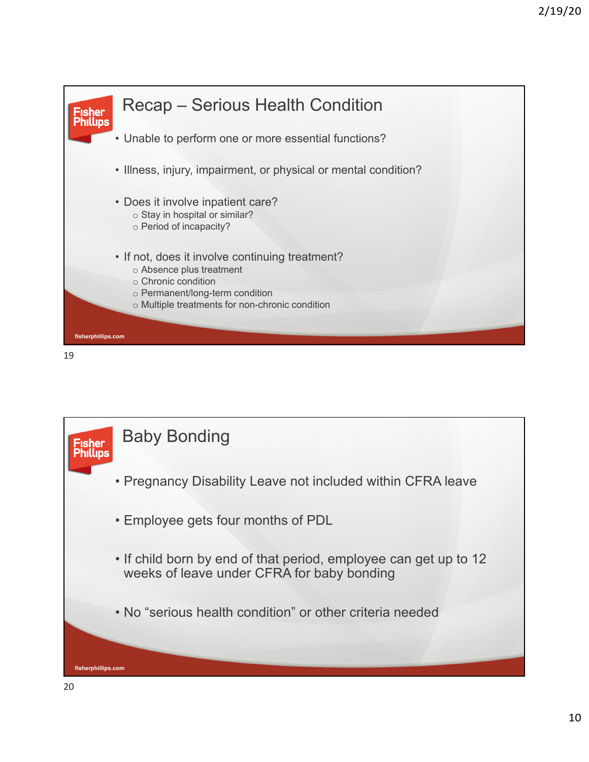## Recap – Serious Health Condition

- Unable to perform one or more essential functions?
- Illness, injury, impairment, or physical or mental condition?
- Does it involve inpatient care?
  - Stay in hospital or similar?
  - Period of incapacity?
- If not, does it involve continuing treatment?
  - Absence plus treatment
  - Chronic condition
  - Permanent/long-term condition
  - Multiple treatments for non-chronic condition

## Baby Bonding

- Pregnancy Disability Leave not included within CFRA leave
- Employee gets four months of PDL
- If child born by end of that period, employee can get up to 12 weeks of leave under CFRA for baby bonding
- No “serious health condition” or other criteria needed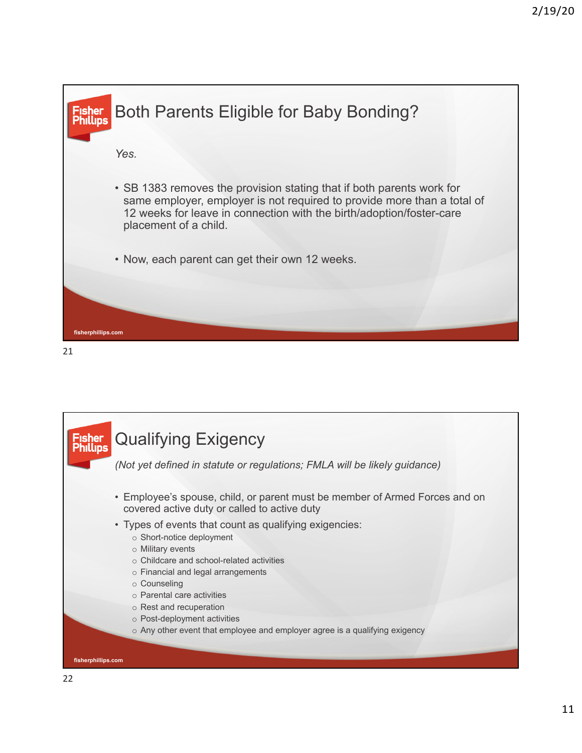## Both Parents Eligible for Baby Bonding?

*Yes.*

- SB 1383 removes the provision stating that if both parents work for same employer, employer is not required to provide more than a total of 12 weeks for leave in connection with the birth/adoption/foster-care placement of a child.
- Now, each parent can get their own 12 weeks.

## Qualifying Exigency

*(Not yet defined in statute or regulations; FMLA will be likely guidance)*

- Employee's spouse, child, or parent must be member of Armed Forces and on covered active duty or called to active duty
- Types of events that count as qualifying exigencies:
  - Short-notice deployment
  - Military events
  - Childcare and school-related activities
  - Financial and legal arrangements
  - Counseling
  - Parental care activities
  - Rest and recuperation
  - Post-deployment activities
  - Any other event that employee and employer agree is a qualifying exigency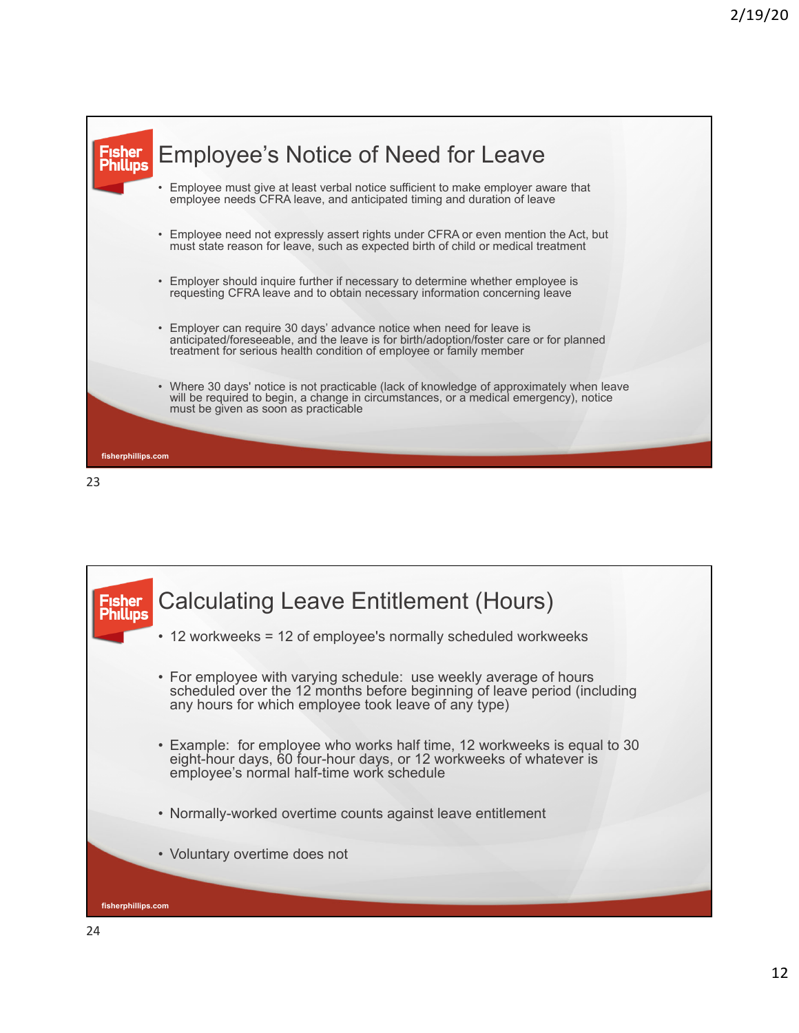## Employee's Notice of Need for Leave

- Employee must give at least verbal notice sufficient to make employer aware that employee needs CFRA leave, and anticipated timing and duration of leave
- Employee need not expressly assert rights under CFRA or even mention the Act, but must state reason for leave, such as expected birth of child or medical treatment
- Employer should inquire further if necessary to determine whether employee is requesting CFRA leave and to obtain necessary information concerning leave
- Employer can require 30 days' advance notice when need for leave is anticipated/foreseeable, and the leave is for birth/adoption/foster care or for planned treatment for serious health condition of employee or family member
- Where 30 days' notice is not practicable (lack of knowledge of approximately when leave will be required to begin, a change in circumstances, or a medical emergency), notice must be given as soon as practicable

## Calculating Leave Entitlement (Hours)

- 12 workweeks = 12 of employee's normally scheduled workweeks
- For employee with varying schedule: use weekly average of hours scheduled over the 12 months before beginning of leave period (including any hours for which employee took leave of any type)
- Example: for employee who works half time, 12 workweeks is equal to 30 eight-hour days, 60 four-hour days, or 12 workweeks of whatever is employee's normal half-time work schedule
- Normally-worked overtime counts against leave entitlement
- Voluntary overtime does not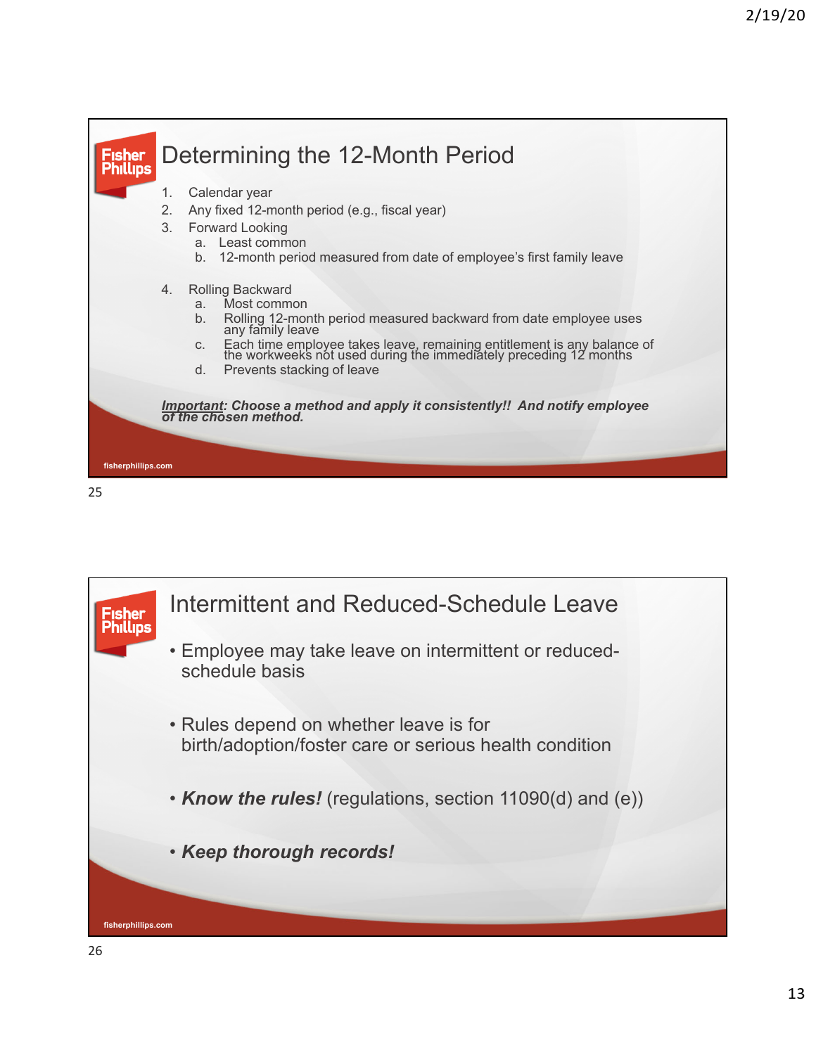## Determining the 12-Month Period

1. Calendar year
2. Any fixed 12-month period (e.g., fiscal year)
3. Forward Looking
   a. Least common
   b. 12-month period measured from date of employee's first family leave
4. Rolling Backward
   a. Most common
   b. Rolling 12-month period measured backward from date employee uses any family leave
   c. Each time employee takes leave, remaining entitlement is any balance of the workweeks not used during the immediately preceding 12 months
   d. Prevents stacking of leave

***Important**: Choose a method and apply it consistently!! And notify employee of the chosen method.*

fisherphillips.com

## Intermittent and Reduced-Schedule Leave

- Employee may take leave on intermittent or reduced-schedule basis
- Rules depend on whether leave is for birth/adoption/foster care or serious health condition
- ***Know the rules!*** (regulations, section 11090(d) and (e))
- ***Keep thorough records!***

fisherphillips.com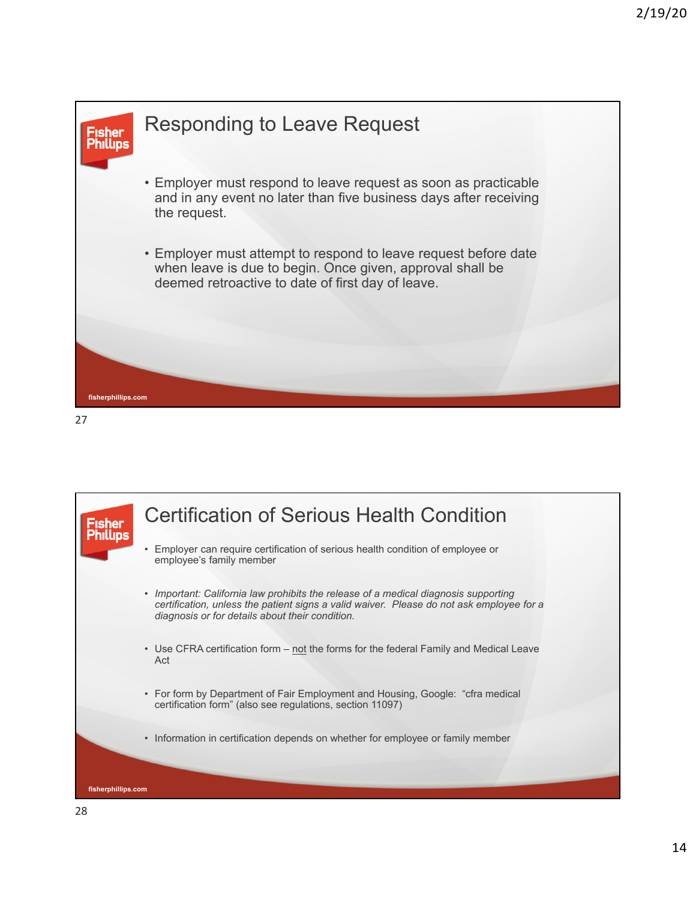## Responding to Leave Request

- Employer must respond to leave request as soon as practicable and in any event no later than five business days after receiving the request.
- Employer must attempt to respond to leave request before date when leave is due to begin. Once given, approval shall be deemed retroactive to date of first day of leave.

## Certification of Serious Health Condition

- Employer can require certification of serious health condition of employee or employee's family member
- *Important: California law prohibits the release of a medical diagnosis supporting certification, unless the patient signs a valid waiver. Please do not ask employee for a diagnosis or for details about their condition.*
- Use CFRA certification form – <u>not</u> the forms for the federal Family and Medical Leave Act
- For form by Department of Fair Employment and Housing, Google: "cfra medical certification form" (also see regulations, section 11097)
- Information in certification depends on whether for employee or family member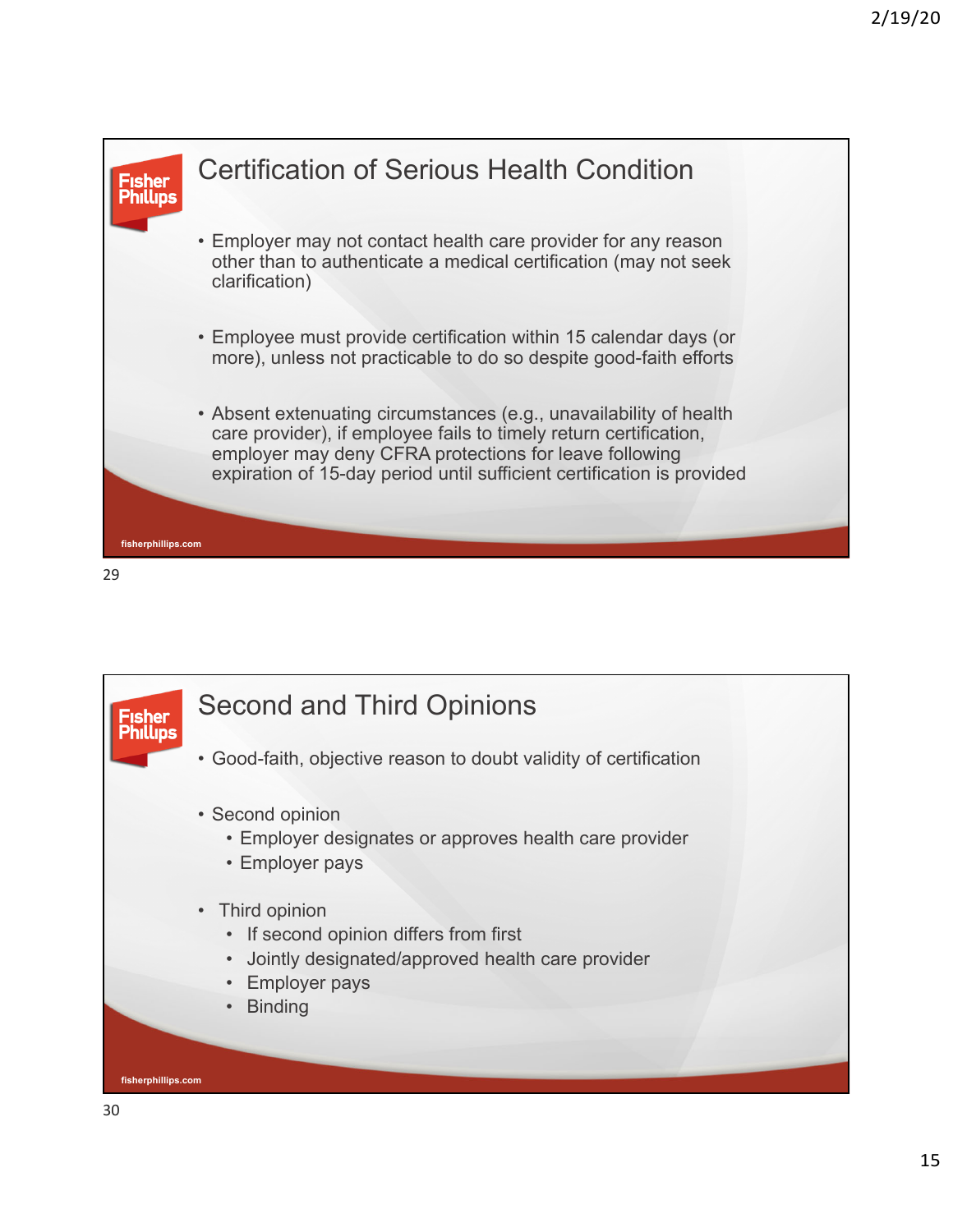## Certification of Serious Health Condition

- Employer may not contact health care provider for any reason other than to authenticate a medical certification (may not seek clarification)
- Employee must provide certification within 15 calendar days (or more), unless not practicable to do so despite good-faith efforts
- Absent extenuating circumstances (e.g., unavailability of health care provider), if employee fails to timely return certification, employer may deny CFRA protections for leave following expiration of 15-day period until sufficient certification is provided

## Second and Third Opinions

- Good-faith, objective reason to doubt validity of certification
- Second opinion
  - Employer designates or approves health care provider
  - Employer pays
- Third opinion
  - If second opinion differs from first
  - Jointly designated/approved health care provider
  - Employer pays
  - Binding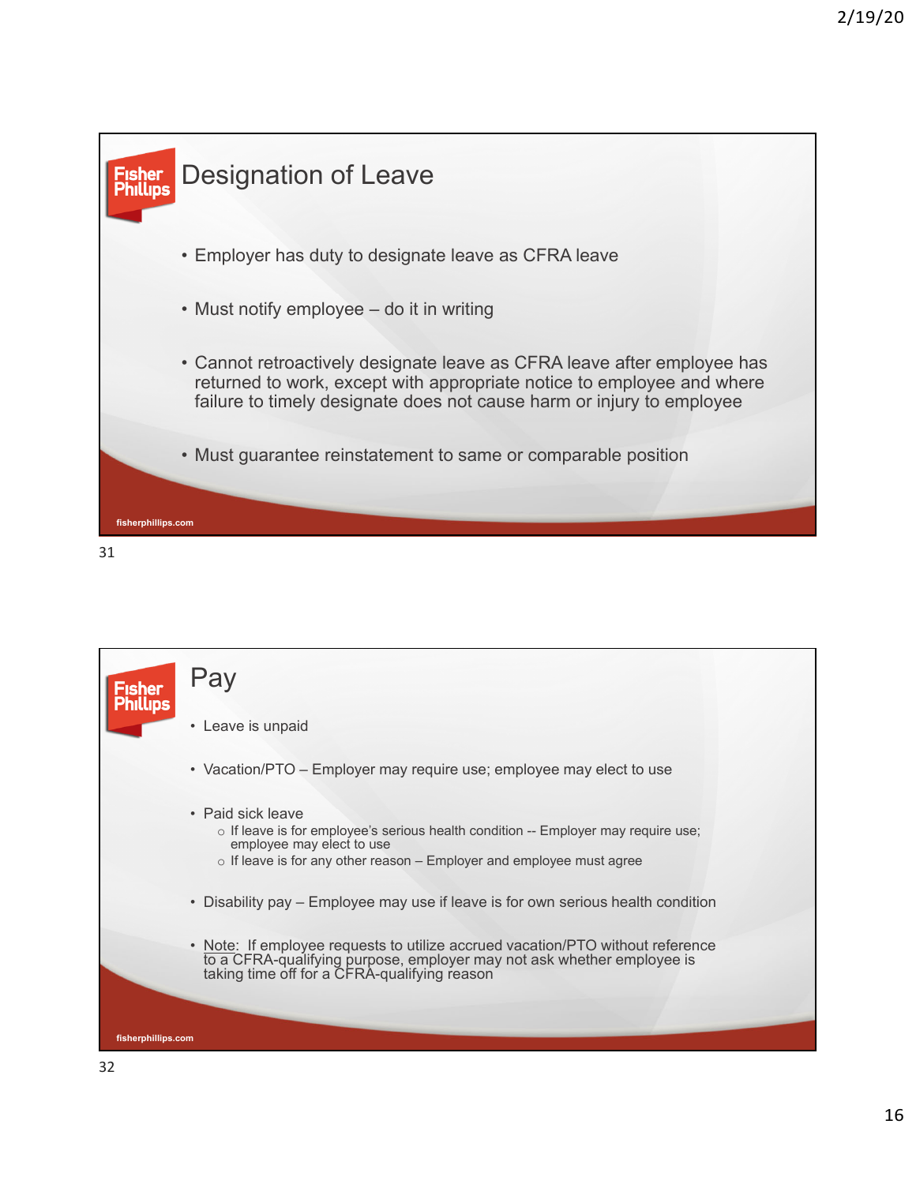## Designation of Leave

- Employer has duty to designate leave as CFRA leave
- Must notify employee – do it in writing
- Cannot retroactively designate leave as CFRA leave after employee has returned to work, except with appropriate notice to employee and where failure to timely designate does not cause harm or injury to employee
- Must guarantee reinstatement to same or comparable position

## Pay

- Leave is unpaid
- Vacation/PTO – Employer may require use; employee may elect to use
- Paid sick leave
  - If leave is for employee's serious health condition -- Employer may require use; employee may elect to use
  - If leave is for any other reason – Employer and employee must agree
- Disability pay – Employee may use if leave is for own serious health condition
- Note: If employee requests to utilize accrued vacation/PTO without reference to a CFRA-qualifying purpose, employer may not ask whether employee is taking time off for a CFRA-qualifying reason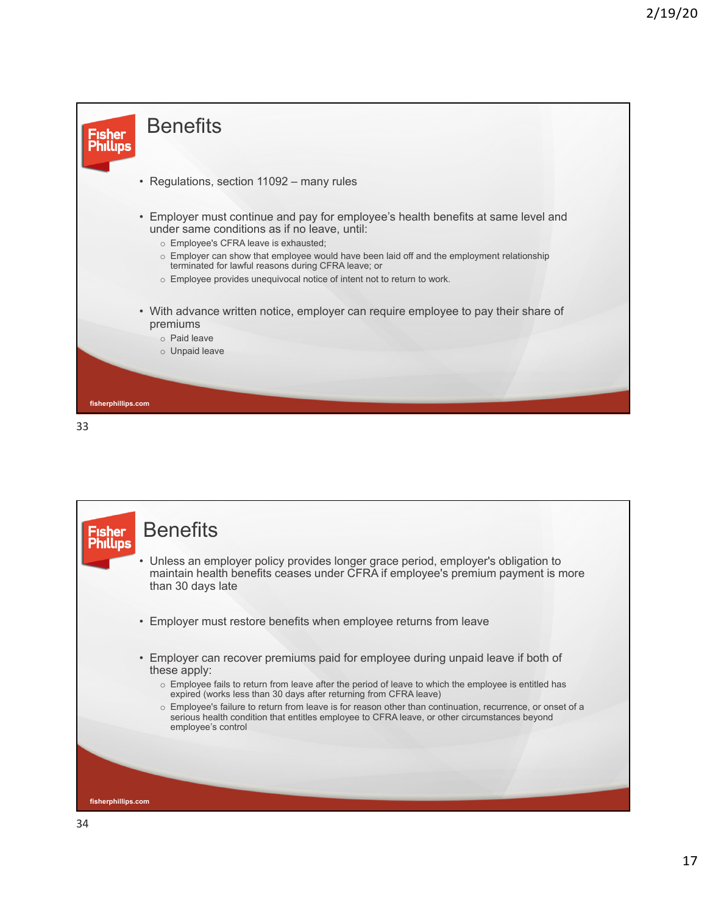## Benefits

- Regulations, section 11092 – many rules
- Employer must continue and pay for employee's health benefits at same level and under same conditions as if no leave, until:
  - Employee's CFRA leave is exhausted;
  - Employer can show that employee would have been laid off and the employment relationship terminated for lawful reasons during CFRA leave; or
  - Employee provides unequivocal notice of intent not to return to work.
- With advance written notice, employer can require employee to pay their share of premiums
  - Paid leave
  - Unpaid leave

fisherphillips.com

## Benefits

- Unless an employer policy provides longer grace period, employer's obligation to maintain health benefits ceases under CFRA if employee's premium payment is more than 30 days late
- Employer must restore benefits when employee returns from leave
- Employer can recover premiums paid for employee during unpaid leave if both of these apply:
  - Employee fails to return from leave after the period of leave to which the employee is entitled has expired (works less than 30 days after returning from CFRA leave)
  - Employee's failure to return from leave is for reason other than continuation, recurrence, or onset of a serious health condition that entitles employee to CFRA leave, or other circumstances beyond employee's control

fisherphillips.com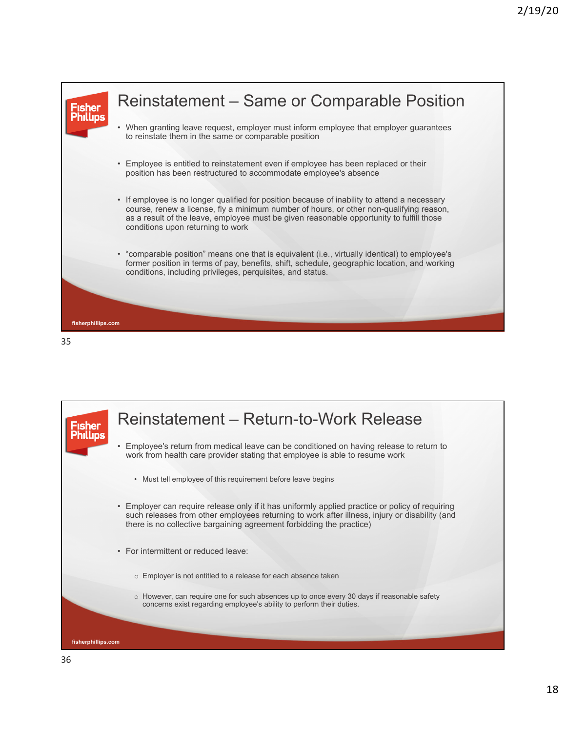## Reinstatement – Same or Comparable Position

- When granting leave request, employer must inform employee that employer guarantees to reinstate them in the same or comparable position
- Employee is entitled to reinstatement even if employee has been replaced or their position has been restructured to accommodate employee's absence
- If employee is no longer qualified for position because of inability to attend a necessary course, renew a license, fly a minimum number of hours, or other non-qualifying reason, as a result of the leave, employee must be given reasonable opportunity to fulfill those conditions upon returning to work
- "comparable position" means one that is equivalent (i.e., virtually identical) to employee's former position in terms of pay, benefits, shift, schedule, geographic location, and working conditions, including privileges, perquisites, and status.

fisherphillips.com

## Reinstatement – Return-to-Work Release

- Employee's return from medical leave can be conditioned on having release to return to work from health care provider stating that employee is able to resume work
  - Must tell employee of this requirement before leave begins
- Employer can require release only if it has uniformly applied practice or policy of requiring such releases from other employees returning to work after illness, injury or disability (and there is no collective bargaining agreement forbidding the practice)
- For intermittent or reduced leave:
  - Employer is not entitled to a release for each absence taken
  - However, can require one for such absences up to once every 30 days if reasonable safety concerns exist regarding employee's ability to perform their duties.

fisherphillips.com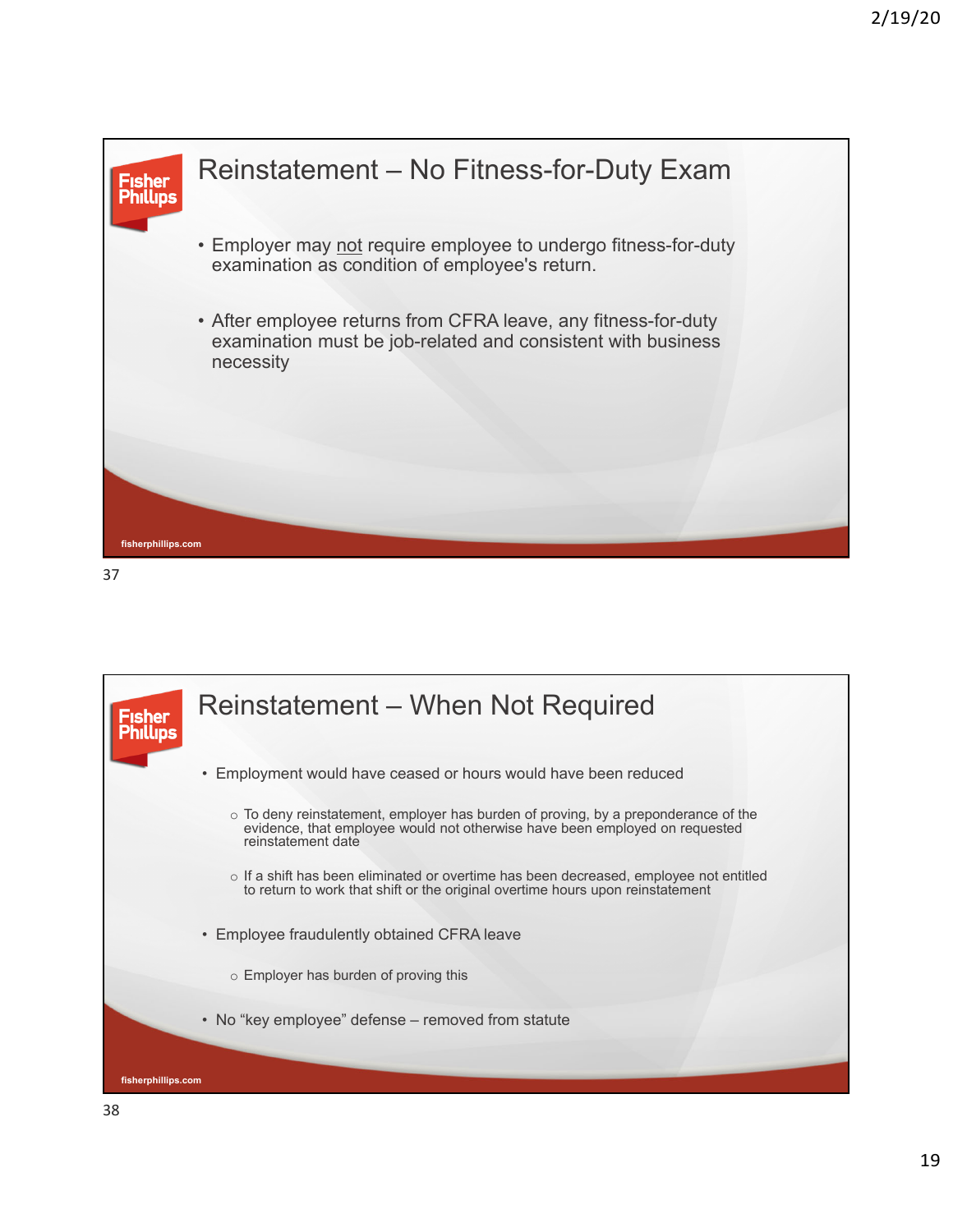## Reinstatement – No Fitness-for-Duty Exam

- Employer may not require employee to undergo fitness-for-duty examination as condition of employee's return.
- After employee returns from CFRA leave, any fitness-for-duty examination must be job-related and consistent with business necessity

## Reinstatement – When Not Required

- Employment would have ceased or hours would have been reduced
  - To deny reinstatement, employer has burden of proving, by a preponderance of the evidence, that employee would not otherwise have been employed on requested reinstatement date
  - If a shift has been eliminated or overtime has been decreased, employee not entitled to return to work that shift or the original overtime hours upon reinstatement
- Employee fraudulently obtained CFRA leave
  - Employer has burden of proving this
- No "key employee" defense – removed from statute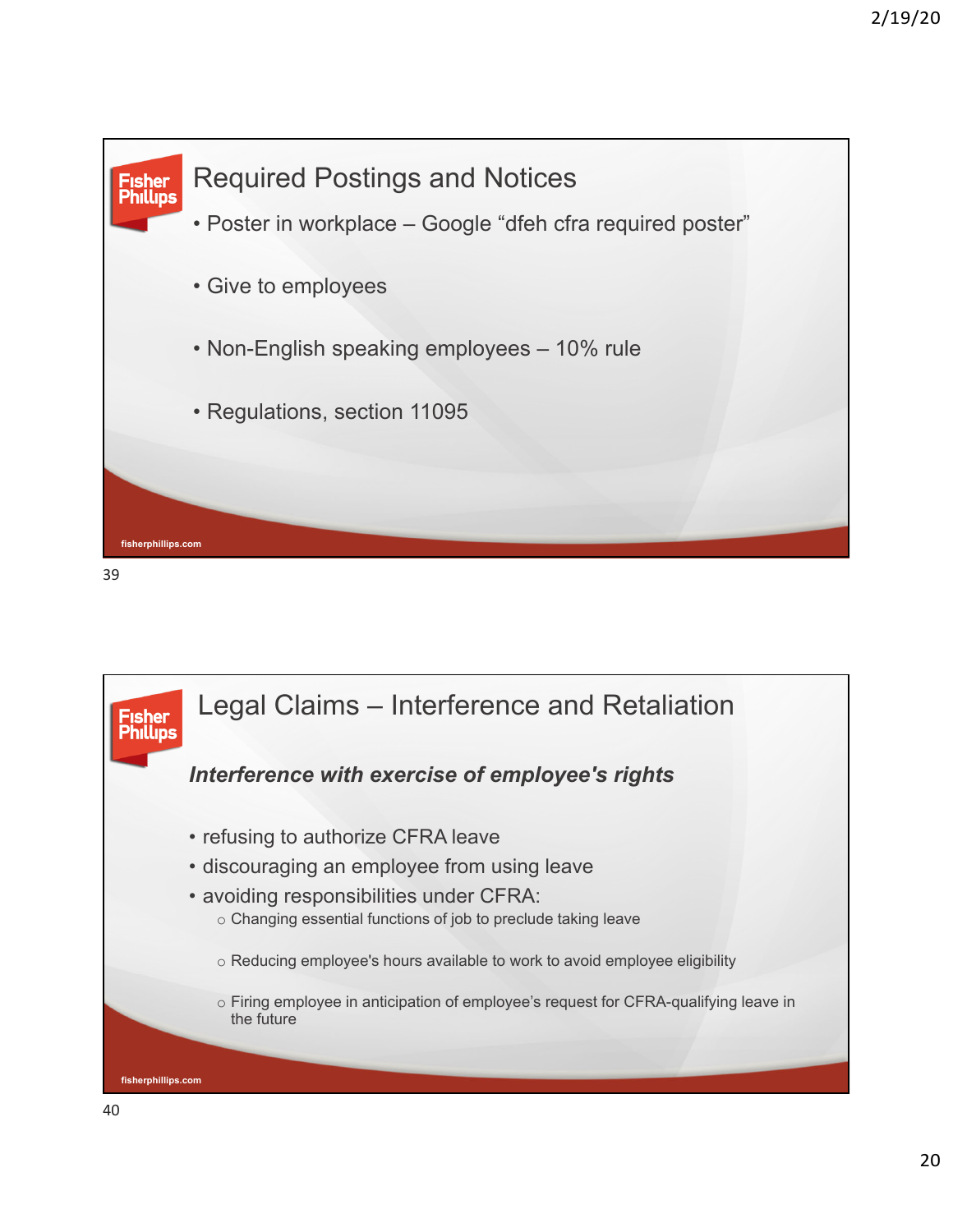## Required Postings and Notices

- Poster in workplace – Google “dfeh cfra required poster”
- Give to employees
- Non-English speaking employees – 10% rule
- Regulations, section 11095

## Legal Claims – Interference and Retaliation

***Interference with exercise of employee's rights***

- refusing to authorize CFRA leave
- discouraging an employee from using leave
- avoiding responsibilities under CFRA:
  - Changing essential functions of job to preclude taking leave
  - Reducing employee's hours available to work to avoid employee eligibility
  - Firing employee in anticipation of employee’s request for CFRA-qualifying leave in the future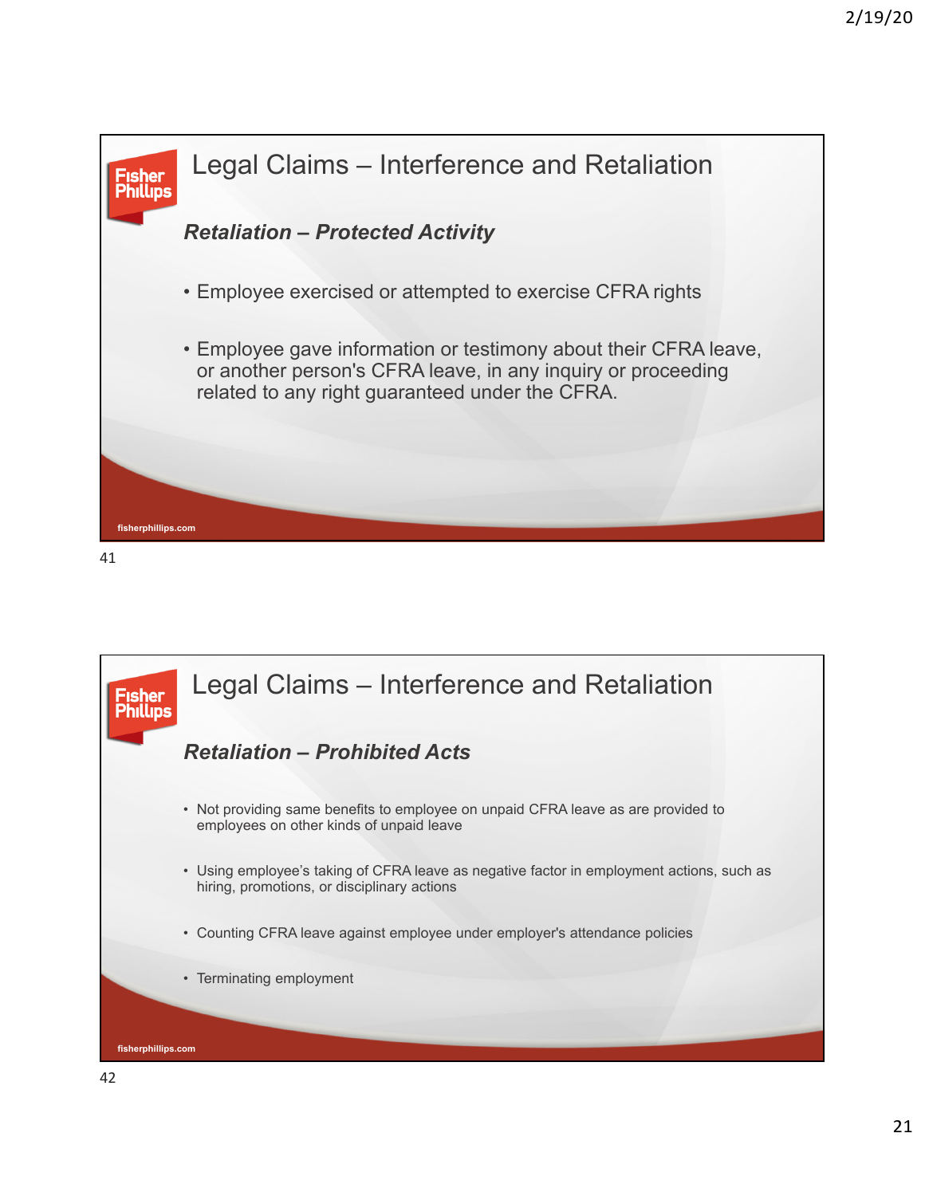## Legal Claims – Interference and Retaliation

### *Retaliation – Protected Activity*

- Employee exercised or attempted to exercise CFRA rights
- Employee gave information or testimony about their CFRA leave, or another person's CFRA leave, in any inquiry or proceeding related to any right guaranteed under the CFRA.

fisherphillips.com

## Legal Claims – Interference and Retaliation

### *Retaliation – Prohibited Acts*

- Not providing same benefits to employee on unpaid CFRA leave as are provided to employees on other kinds of unpaid leave
- Using employee's taking of CFRA leave as negative factor in employment actions, such as hiring, promotions, or disciplinary actions
- Counting CFRA leave against employee under employer's attendance policies
- Terminating employment

fisherphillips.com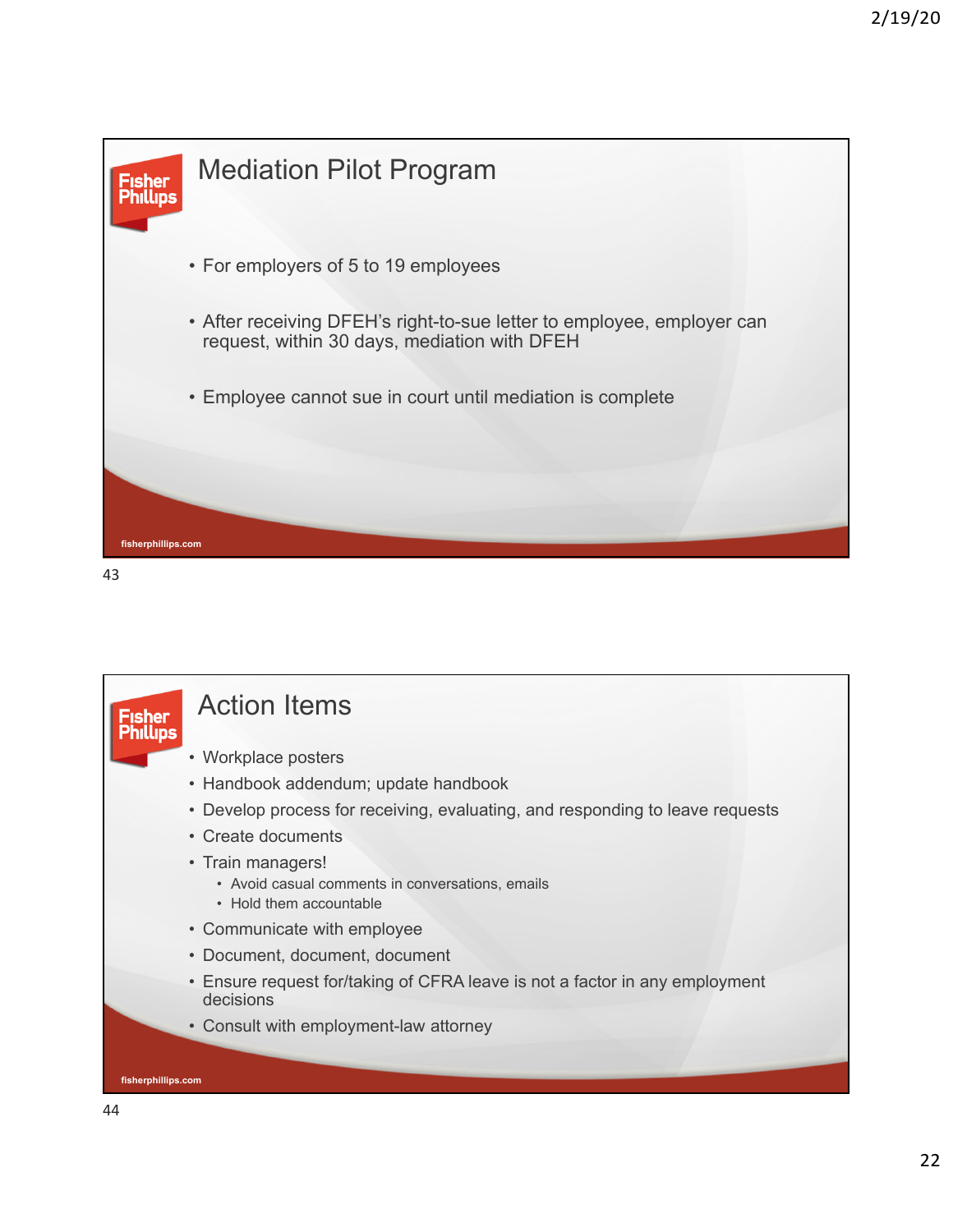## Mediation Pilot Program

- For employers of 5 to 19 employees
- After receiving DFEH's right-to-sue letter to employee, employer can request, within 30 days, mediation with DFEH
- Employee cannot sue in court until mediation is complete

## Action Items

- Workplace posters
- Handbook addendum; update handbook
- Develop process for receiving, evaluating, and responding to leave requests
- Create documents
- Train managers!
  - Avoid casual comments in conversations, emails
  - Hold them accountable
- Communicate with employee
- Document, document, document
- Ensure request for/taking of CFRA leave is not a factor in any employment decisions
- Consult with employment-law attorney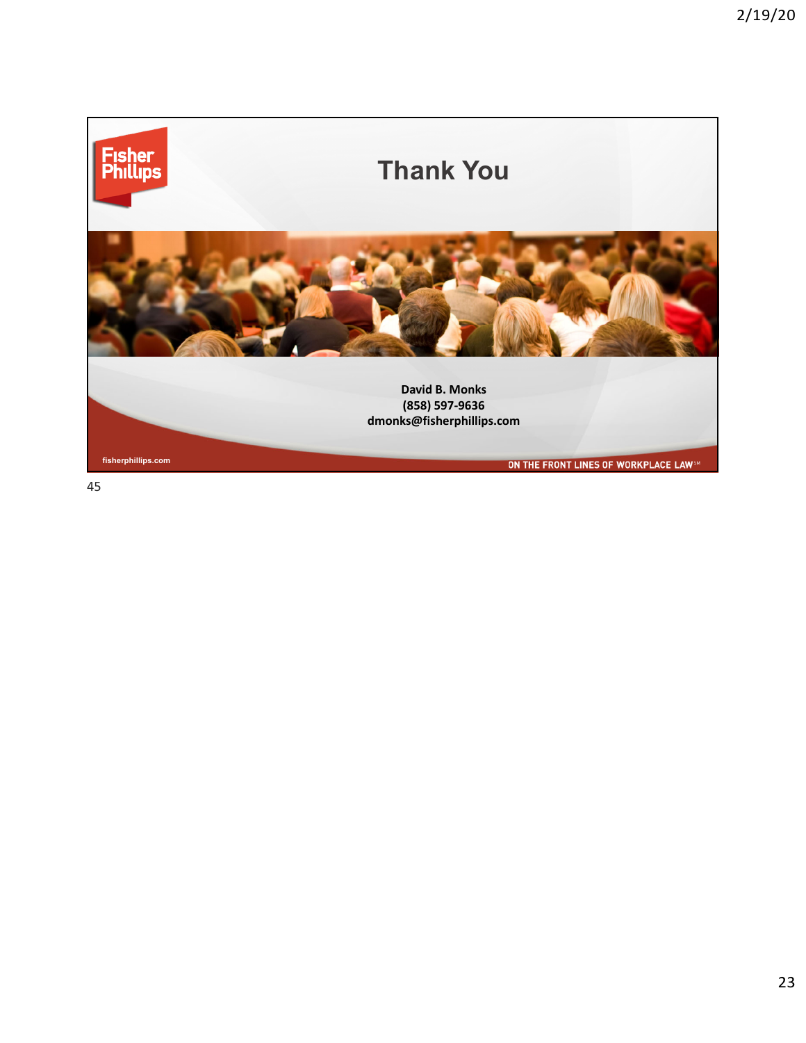# Thank You

**David B. Monks**
**(858) 597-9636**
**dmonks@fisherphillips.com**

fisherphillips.com

ON THE FRONT LINES OF WORKPLACE LAW℠